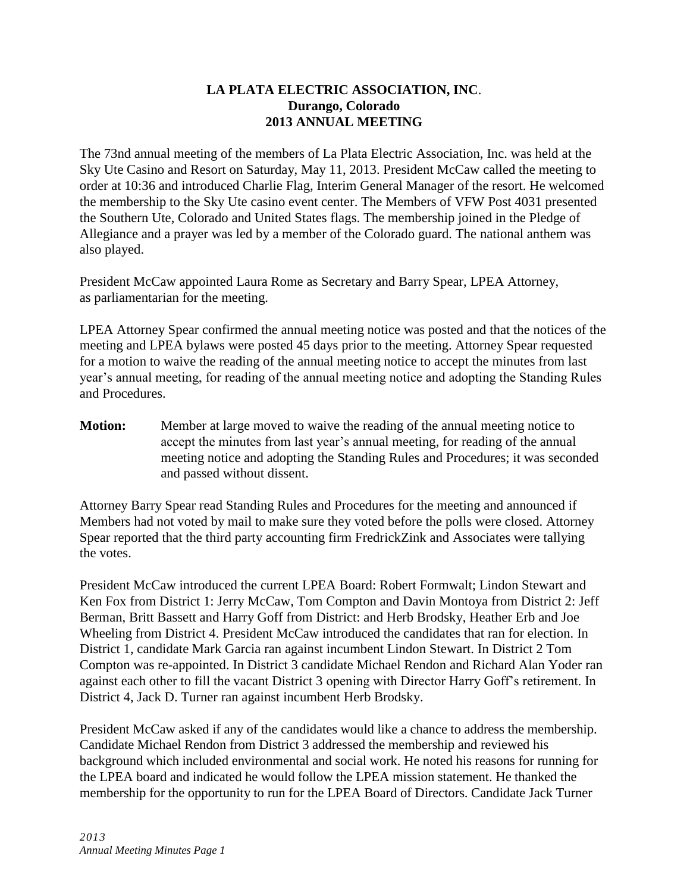**LA PLATA ELECTRIC ASSOCIATION, INC.**
**Durango, Colorado**
**2013 ANNUAL MEETING**

The 73nd annual meeting of the members of La Plata Electric Association, Inc. was held at the Sky Ute Casino and Resort on Saturday, May 11, 2013. President McCaw called the meeting to order at 10:36 and introduced Charlie Flag, Interim General Manager of the resort. He welcomed the membership to the Sky Ute casino event center. The Members of VFW Post 4031 presented the Southern Ute, Colorado and United States flags. The membership joined in the Pledge of Allegiance and a prayer was led by a member of the Colorado guard. The national anthem was also played.

President McCaw appointed Laura Rome as Secretary and Barry Spear, LPEA Attorney, as parliamentarian for the meeting.

LPEA Attorney Spear confirmed the annual meeting notice was posted and that the notices of the meeting and LPEA bylaws were posted 45 days prior to the meeting. Attorney Spear requested for a motion to waive the reading of the annual meeting notice to accept the minutes from last year's annual meeting, for reading of the annual meeting notice and adopting the Standing Rules and Procedures.

**Motion:** Member at large moved to waive the reading of the annual meeting notice to accept the minutes from last year's annual meeting, for reading of the annual meeting notice and adopting the Standing Rules and Procedures; it was seconded and passed without dissent.

Attorney Barry Spear read Standing Rules and Procedures for the meeting and announced if Members had not voted by mail to make sure they voted before the polls were closed. Attorney Spear reported that the third party accounting firm FredrickZink and Associates were tallying the votes.

President McCaw introduced the current LPEA Board: Robert Formwalt; Lindon Stewart and Ken Fox from District 1: Jerry McCaw, Tom Compton and Davin Montoya from District 2: Jeff Berman, Britt Bassett and Harry Goff from District: and Herb Brodsky, Heather Erb and Joe Wheeling from District 4. President McCaw introduced the candidates that ran for election. In District 1, candidate Mark Garcia ran against incumbent Lindon Stewart. In District 2 Tom Compton was re-appointed. In District 3 candidate Michael Rendon and Richard Alan Yoder ran against each other to fill the vacant District 3 opening with Director Harry Goff's retirement. In District 4, Jack D. Turner ran against incumbent Herb Brodsky.

President McCaw asked if any of the candidates would like a chance to address the membership. Candidate Michael Rendon from District 3 addressed the membership and reviewed his background which included environmental and social work. He noted his reasons for running for the LPEA board and indicated he would follow the LPEA mission statement. He thanked the membership for the opportunity to run for the LPEA Board of Directors. Candidate Jack Turner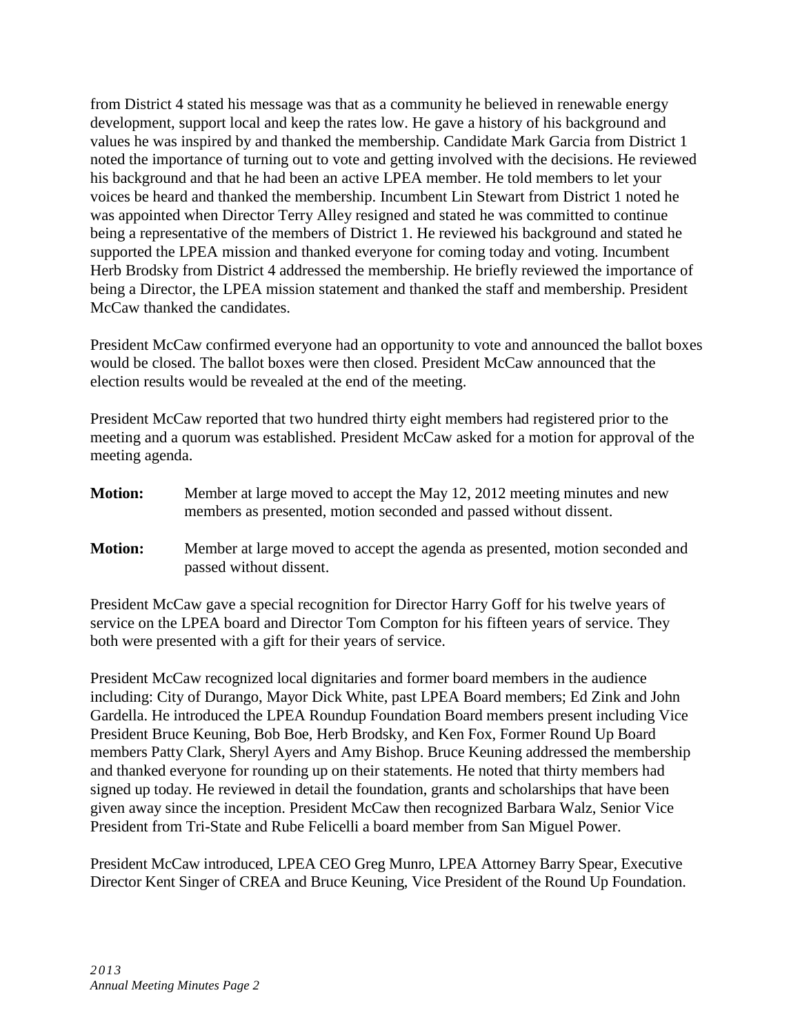from District 4 stated his message was that as a community he believed in renewable energy development, support local and keep the rates low. He gave a history of his background and values he was inspired by and thanked the membership. Candidate Mark Garcia from District 1 noted the importance of turning out to vote and getting involved with the decisions. He reviewed his background and that he had been an active LPEA member. He told members to let your voices be heard and thanked the membership. Incumbent Lin Stewart from District 1 noted he was appointed when Director Terry Alley resigned and stated he was committed to continue being a representative of the members of District 1. He reviewed his background and stated he supported the LPEA mission and thanked everyone for coming today and voting. Incumbent Herb Brodsky from District 4 addressed the membership. He briefly reviewed the importance of being a Director, the LPEA mission statement and thanked the staff and membership. President McCaw thanked the candidates.

President McCaw confirmed everyone had an opportunity to vote and announced the ballot boxes would be closed. The ballot boxes were then closed. President McCaw announced that the election results would be revealed at the end of the meeting.

President McCaw reported that two hundred thirty eight members had registered prior to the meeting and a quorum was established. President McCaw asked for a motion for approval of the meeting agenda.

**Motion:** Member at large moved to accept the May 12, 2012 meeting minutes and new members as presented, motion seconded and passed without dissent.

**Motion:** Member at large moved to accept the agenda as presented, motion seconded and passed without dissent.

President McCaw gave a special recognition for Director Harry Goff for his twelve years of service on the LPEA board and Director Tom Compton for his fifteen years of service. They both were presented with a gift for their years of service.

President McCaw recognized local dignitaries and former board members in the audience including: City of Durango, Mayor Dick White, past LPEA Board members; Ed Zink and John Gardella. He introduced the LPEA Roundup Foundation Board members present including Vice President Bruce Keuning, Bob Boe, Herb Brodsky, and Ken Fox, Former Round Up Board members Patty Clark, Sheryl Ayers and Amy Bishop. Bruce Keuning addressed the membership and thanked everyone for rounding up on their statements. He noted that thirty members had signed up today. He reviewed in detail the foundation, grants and scholarships that have been given away since the inception. President McCaw then recognized Barbara Walz, Senior Vice President from Tri-State and Rube Felicelli a board member from San Miguel Power.

President McCaw introduced, LPEA CEO Greg Munro, LPEA Attorney Barry Spear, Executive Director Kent Singer of CREA and Bruce Keuning, Vice President of the Round Up Foundation.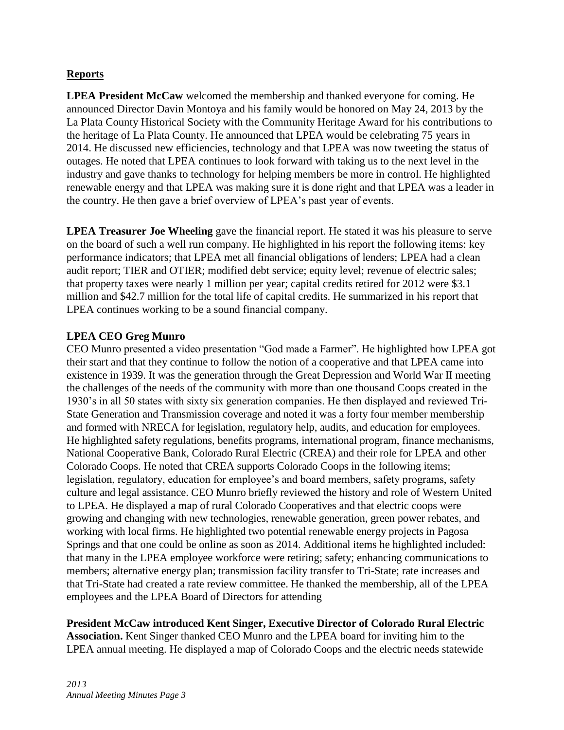## Reports

**LPEA President McCaw** welcomed the membership and thanked everyone for coming. He announced Director Davin Montoya and his family would be honored on May 24, 2013 by the La Plata County Historical Society with the Community Heritage Award for his contributions to the heritage of La Plata County. He announced that LPEA would be celebrating 75 years in 2014. He discussed new efficiencies, technology and that LPEA was now tweeting the status of outages. He noted that LPEA continues to look forward with taking us to the next level in the industry and gave thanks to technology for helping members be more in control. He highlighted renewable energy and that LPEA was making sure it is done right and that LPEA was a leader in the country. He then gave a brief overview of LPEA's past year of events.

**LPEA Treasurer Joe Wheeling** gave the financial report. He stated it was his pleasure to serve on the board of such a well run company. He highlighted in his report the following items: key performance indicators; that LPEA met all financial obligations of lenders; LPEA had a clean audit report; TIER and OTIER; modified debt service; equity level; revenue of electric sales; that property taxes were nearly 1 million per year; capital credits retired for 2012 were $3.1 million and $42.7 million for the total life of capital credits. He summarized in his report that LPEA continues working to be a sound financial company.

**LPEA CEO Greg Munro**

CEO Munro presented a video presentation "God made a Farmer". He highlighted how LPEA got their start and that they continue to follow the notion of a cooperative and that LPEA came into existence in 1939. It was the generation through the Great Depression and World War II meeting the challenges of the needs of the community with more than one thousand Coops created in the 1930's in all 50 states with sixty six generation companies. He then displayed and reviewed Tri-State Generation and Transmission coverage and noted it was a forty four member membership and formed with NRECA for legislation, regulatory help, audits, and education for employees. He highlighted safety regulations, benefits programs, international program, finance mechanisms, National Cooperative Bank, Colorado Rural Electric (CREA) and their role for LPEA and other Colorado Coops. He noted that CREA supports Colorado Coops in the following items; legislation, regulatory, education for employee's and board members, safety programs, safety culture and legal assistance. CEO Munro briefly reviewed the history and role of Western United to LPEA. He displayed a map of rural Colorado Cooperatives and that electric coops were growing and changing with new technologies, renewable generation, green power rebates, and working with local firms. He highlighted two potential renewable energy projects in Pagosa Springs and that one could be online as soon as 2014. Additional items he highlighted included: that many in the LPEA employee workforce were retiring; safety; enhancing communications to members; alternative energy plan; transmission facility transfer to Tri-State; rate increases and that Tri-State had created a rate review committee. He thanked the membership, all of the LPEA employees and the LPEA Board of Directors for attending

**President McCaw introduced Kent Singer, Executive Director of Colorado Rural Electric Association.** Kent Singer thanked CEO Munro and the LPEA board for inviting him to the LPEA annual meeting. He displayed a map of Colorado Coops and the electric needs statewide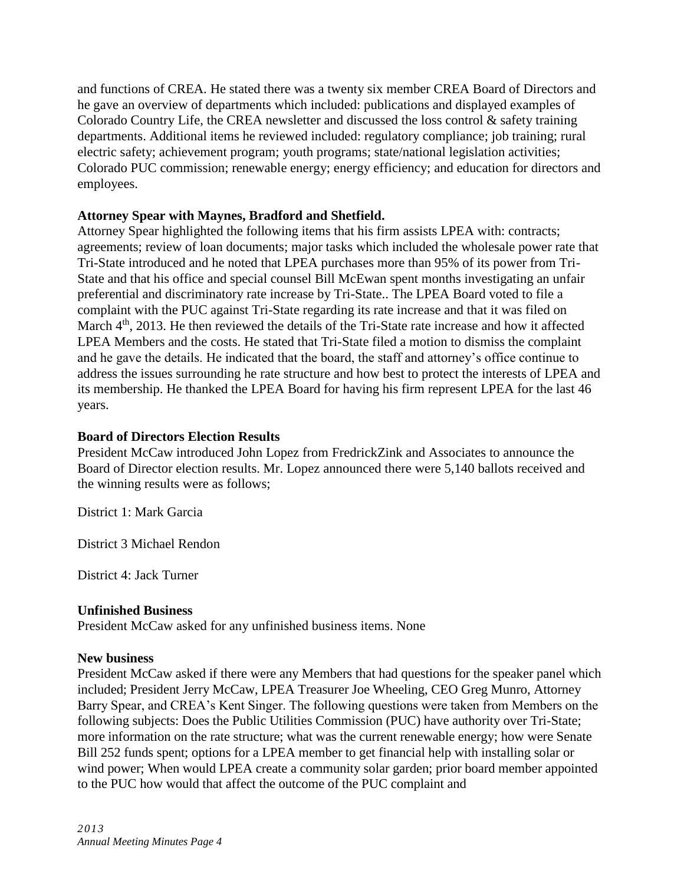and functions of CREA. He stated there was a twenty six member CREA Board of Directors and he gave an overview of departments which included: publications and displayed examples of Colorado Country Life, the CREA newsletter and discussed the loss control & safety training departments. Additional items he reviewed included: regulatory compliance; job training; rural electric safety; achievement program; youth programs; state/national legislation activities; Colorado PUC commission; renewable energy; energy efficiency; and education for directors and employees.

**Attorney Spear with Maynes, Bradford and Shetfield.**

Attorney Spear highlighted the following items that his firm assists LPEA with: contracts; agreements; review of loan documents; major tasks which included the wholesale power rate that Tri-State introduced and he noted that LPEA purchases more than 95% of its power from Tri-State and that his office and special counsel Bill McEwan spent months investigating an unfair preferential and discriminatory rate increase by Tri-State.. The LPEA Board voted to file a complaint with the PUC against Tri-State regarding its rate increase and that it was filed on March 4th, 2013. He then reviewed the details of the Tri-State rate increase and how it affected LPEA Members and the costs. He stated that Tri-State filed a motion to dismiss the complaint and he gave the details. He indicated that the board, the staff and attorney's office continue to address the issues surrounding he rate structure and how best to protect the interests of LPEA and its membership. He thanked the LPEA Board for having his firm represent LPEA for the last 46 years.

**Board of Directors Election Results**

President McCaw introduced John Lopez from FredrickZink and Associates to announce the Board of Director election results. Mr. Lopez announced there were 5,140 ballots received and the winning results were as follows;

District 1: Mark Garcia

District 3 Michael Rendon

District 4: Jack Turner

**Unfinished Business**

President McCaw asked for any unfinished business items. None

**New business**

President McCaw asked if there were any Members that had questions for the speaker panel which included; President Jerry McCaw, LPEA Treasurer Joe Wheeling, CEO Greg Munro, Attorney Barry Spear, and CREA's Kent Singer. The following questions were taken from Members on the following subjects: Does the Public Utilities Commission (PUC) have authority over Tri-State; more information on the rate structure; what was the current renewable energy; how were Senate Bill 252 funds spent; options for a LPEA member to get financial help with installing solar or wind power; When would LPEA create a community solar garden; prior board member appointed to the PUC how would that affect the outcome of the PUC complaint and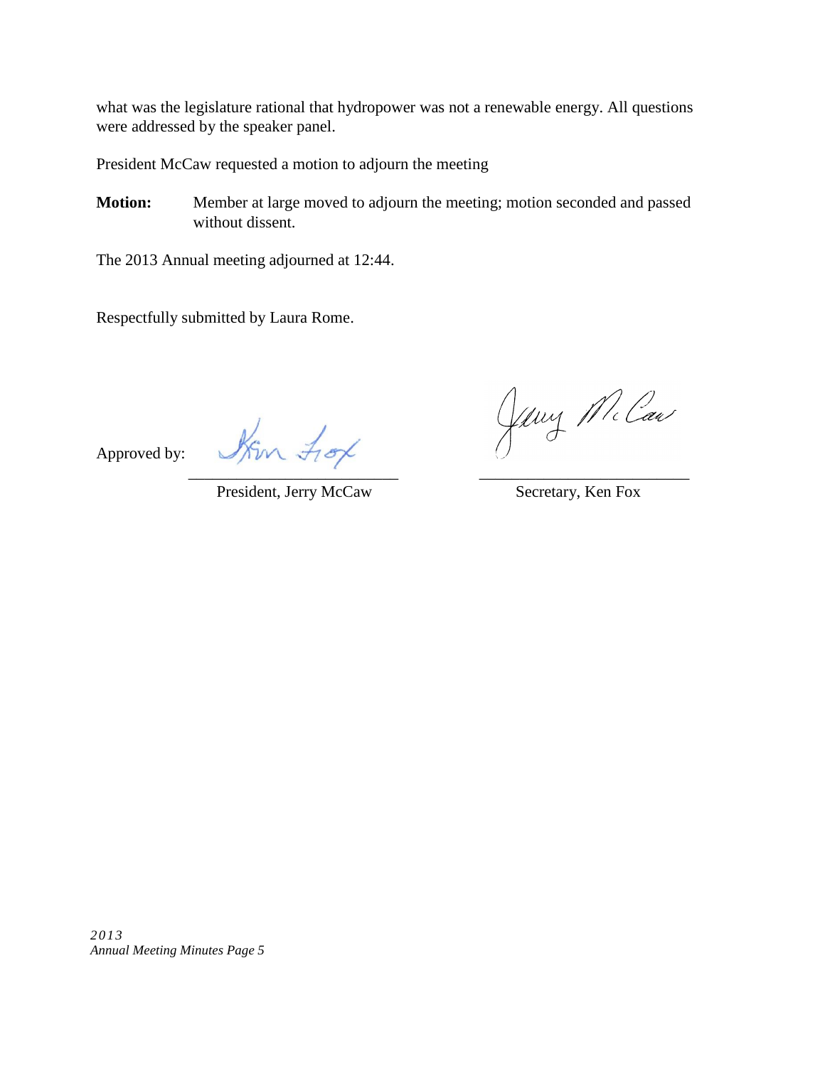what was the legislature rational that hydropower was not a renewable energy. All questions were addressed by the speaker panel.

President McCaw requested a motion to adjourn the meeting

**Motion:** Member at large moved to adjourn the meeting; motion seconded and passed without dissent.

The 2013 Annual meeting adjourned at 12:44.

Respectfully submitted by Laura Rome.

Approved by:

\_\_\_\_\_\_\_\_\_\_\_\_\_\_\_\_\_\_\_\_\_\_\_\_\_\_ President, Jerry McCaw

\_\_\_\_\_\_\_\_\_\_\_\_\_\_\_\_\_\_\_\_\_\_\_\_\_\_ Secretary, Ken Fox

*2013*
*Annual Meeting Minutes Page 5*